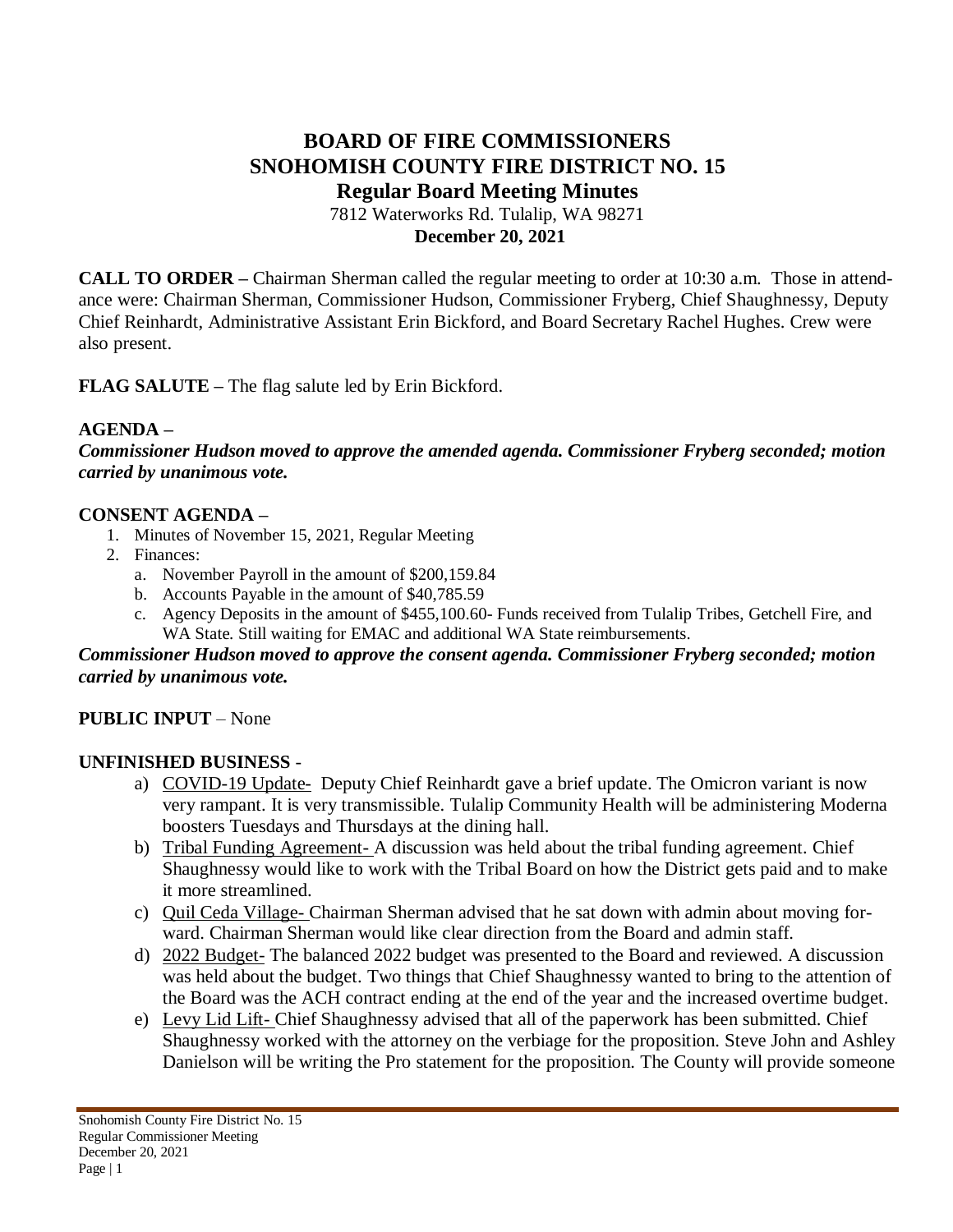# BOARD OF FIRE COMMISSIONERS
# SNOHOMISH COUNTY FIRE DISTRICT NO. 15
## Regular Board Meeting Minutes

7812 Waterworks Rd. Tulalip, WA 98271

**December 20, 2021**

**CALL TO ORDER –** Chairman Sherman called the regular meeting to order at 10:30 a.m. Those in attendance were: Chairman Sherman, Commissioner Hudson, Commissioner Fryberg, Chief Shaughnessy, Deputy Chief Reinhardt, Administrative Assistant Erin Bickford, and Board Secretary Rachel Hughes. Crew were also present.

**FLAG SALUTE –** The flag salute led by Erin Bickford.

**AGENDA –**

***Commissioner Hudson moved to approve the amended agenda. Commissioner Fryberg seconded; motion carried by unanimous vote.***

**CONSENT AGENDA –**

1. Minutes of November 15, 2021, Regular Meeting
2. Finances:
   a. November Payroll in the amount of $200,159.84
   b. Accounts Payable in the amount of $40,785.59
   c. Agency Deposits in the amount of $455,100.60- Funds received from Tulalip Tribes, Getchell Fire, and WA State. Still waiting for EMAC and additional WA State reimbursements.

***Commissioner Hudson moved to approve the consent agenda. Commissioner Fryberg seconded; motion carried by unanimous vote.***

**PUBLIC INPUT** – None

**UNFINISHED BUSINESS** -

a) COVID-19 Update- Deputy Chief Reinhardt gave a brief update. The Omicron variant is now very rampant. It is very transmissible. Tulalip Community Health will be administering Moderna boosters Tuesdays and Thursdays at the dining hall.
b) Tribal Funding Agreement- A discussion was held about the tribal funding agreement. Chief Shaughnessy would like to work with the Tribal Board on how the District gets paid and to make it more streamlined.
c) Quil Ceda Village- Chairman Sherman advised that he sat down with admin about moving forward. Chairman Sherman would like clear direction from the Board and admin staff.
d) 2022 Budget- The balanced 2022 budget was presented to the Board and reviewed. A discussion was held about the budget. Two things that Chief Shaughnessy wanted to bring to the attention of the Board was the ACH contract ending at the end of the year and the increased overtime budget.
e) Levy Lid Lift- Chief Shaughnessy advised that all of the paperwork has been submitted. Chief Shaughnessy worked with the attorney on the verbiage for the proposition. Steve John and Ashley Danielson will be writing the Pro statement for the proposition. The County will provide someone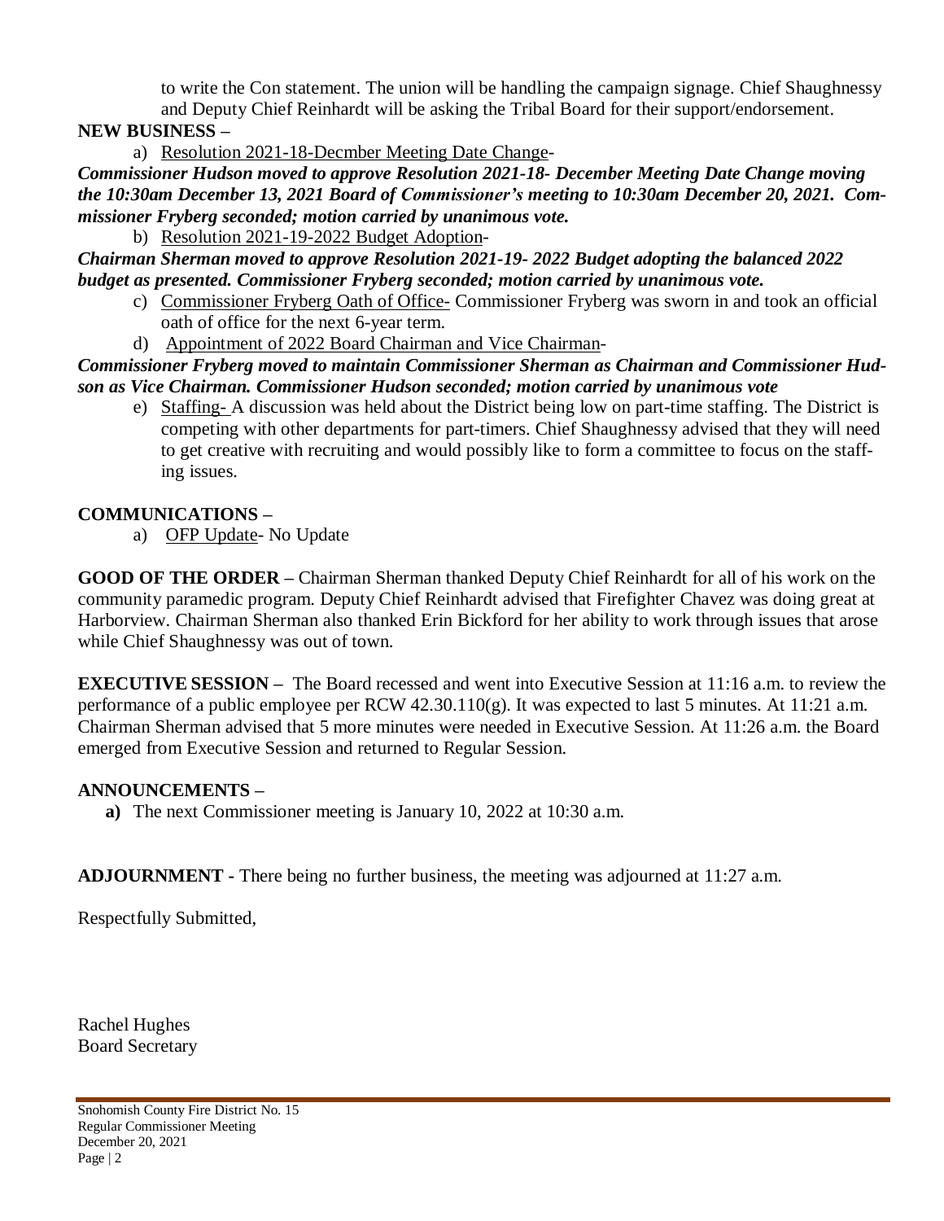to write the Con statement. The union will be handling the campaign signage. Chief Shaughnessy and Deputy Chief Reinhardt will be asking the Tribal Board for their support/endorsement.

**NEW BUSINESS –**

a) Resolution 2021-18-Decmber Meeting Date Change-

***Commissioner Hudson moved to approve Resolution 2021-18- December Meeting Date Change moving the 10:30am December 13, 2021 Board of Commissioner's meeting to 10:30am December 20, 2021. Commissioner Fryberg seconded; motion carried by unanimous vote.***

b) Resolution 2021-19-2022 Budget Adoption-

***Chairman Sherman moved to approve Resolution 2021-19- 2022 Budget adopting the balanced 2022 budget as presented. Commissioner Fryberg seconded; motion carried by unanimous vote.***

c) Commissioner Fryberg Oath of Office- Commissioner Fryberg was sworn in and took an official oath of office for the next 6-year term.

d) Appointment of 2022 Board Chairman and Vice Chairman-

***Commissioner Fryberg moved to maintain Commissioner Sherman as Chairman and Commissioner Hudson as Vice Chairman. Commissioner Hudson seconded; motion carried by unanimous vote***

e) Staffing- A discussion was held about the District being low on part-time staffing. The District is competing with other departments for part-timers. Chief Shaughnessy advised that they will need to get creative with recruiting and would possibly like to form a committee to focus on the staffing issues.

**COMMUNICATIONS –**

a) OFP Update- No Update

**GOOD OF THE ORDER –** Chairman Sherman thanked Deputy Chief Reinhardt for all of his work on the community paramedic program. Deputy Chief Reinhardt advised that Firefighter Chavez was doing great at Harborview. Chairman Sherman also thanked Erin Bickford for her ability to work through issues that arose while Chief Shaughnessy was out of town.

**EXECUTIVE SESSION –** The Board recessed and went into Executive Session at 11:16 a.m. to review the performance of a public employee per RCW 42.30.110(g). It was expected to last 5 minutes. At 11:21 a.m. Chairman Sherman advised that 5 more minutes were needed in Executive Session. At 11:26 a.m. the Board emerged from Executive Session and returned to Regular Session.

**ANNOUNCEMENTS –**

**a)** The next Commissioner meeting is January 10, 2022 at 10:30 a.m.

**ADJOURNMENT -** There being no further business, the meeting was adjourned at 11:27 a.m.

Respectfully Submitted,

Rachel Hughes
Board Secretary